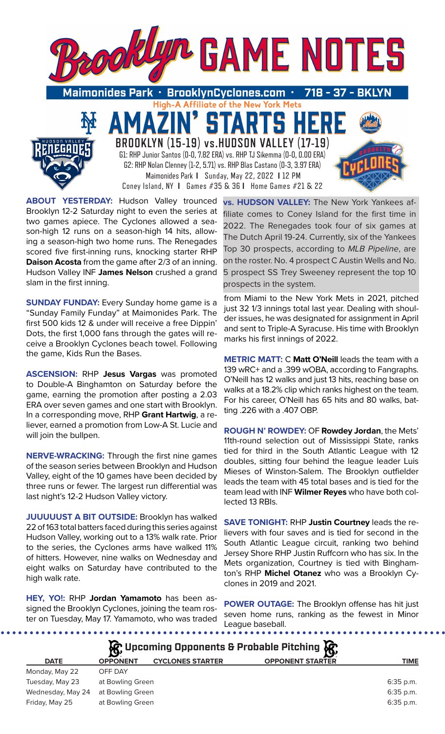# Brooklyn GAME NOTES

Maimonides Park • BrooklynCyclones.com • 718 - 37 - BKLYN

High-A Affiliate of the New York Mets

## AMAZIN' STARTS HERE

**BROOKLYN (15-19) vs. HUDSON VALLEY (17-19)**

G1: RHP Junior Santos (0-0, 7.82 ERA) vs. RHP TJ Sikemma (0-0, 0.00 ERA)
G2: RHP Nolan Clenney (1-2, 5.71) vs. RHP Blas Castano (0-3, 3.97 ERA)
Maimonides Park | Sunday, May 22, 2022 | 12 PM
Coney Island, NY | Games #35 & 36 | Home Games #21 & 22

**ABOUT YESTERDAY:** Hudson Valley trounced Brooklyn 12-2 Saturday night to even the series at two games apiece. The Cyclones allowed a season-high 12 runs on a season-high 14 hits, allowing a season-high two home runs. The Renegades scored five first-inning runs, knocking starter RHP **Daison Acosta** from the game after 2/3 of an inning. Hudson Valley INF **James Nelson** crushed a grand slam in the first inning.

**SUNDAY FUNDAY:** Every Sunday home game is a "Sunday Family Funday" at Maimonides Park. The first 500 kids 12 & under will receive a free Dippin' Dots, the first 1,000 fans through the gates will receive a Brooklyn Cyclones beach towel. Following the game, Kids Run the Bases.

**ASCENSION:** RHP **Jesus Vargas** was promoted to Double-A Binghamton on Saturday before the game, earning the promotion after posting a 2.03 ERA over seven games and one start with Brooklyn. In a corresponding move, RHP **Grant Hartwig**, a reliever, earned a promotion from Low-A St. Lucie and will join the bullpen.

**NERVE-WRACKING:** Through the first nine games of the season series between Brooklyn and Hudson Valley, eight of the 10 games have been decided by three runs or fewer. The largest run differential was last night's 12-2 Hudson Valley victory.

**JUUUUUST A BIT OUTSIDE:** Brooklyn has walked 22 of 163 total batters faced during this series against Hudson Valley, working out to a 13% walk rate. Prior to the series, the Cyclones arms have walked 11% of hitters. However, nine walks on Wednesday and eight walks on Saturday have contributed to the high walk rate.

**HEY, YO!:** RHP **Jordan Yamamoto** has been assigned the Brooklyn Cyclones, joining the team roster on Tuesday, May 17. Yamamoto, who was traded from Miami to the New York Mets in 2021, pitched just 32 1/3 innings total last year. Dealing with shoulder issues, he was designated for assignment in April and sent to Triple-A Syracuse. His time with Brooklyn marks his first innings of 2022.

**vs. HUDSON VALLEY:** The New York Yankees affiliate comes to Coney Island for the first time in 2022. The Renegades took four of six games at The Dutch April 19-24. Currently, six of the Yankees Top 30 prospects, according to *MLB Pipeline*, are on the roster. No. 4 prospect C Austin Wells and No. 5 prospect SS Trey Sweeney represent the top 10 prospects in the system.

**METRIC MATT:** C **Matt O'Neill** leads the team with a 139 wRC+ and a .399 wOBA, according to Fangraphs. O'Neill has 12 walks and just 13 hits, reaching base on walks at a 18.2% clip which ranks highest on the team. For his career, O'Neill has 65 hits and 80 walks, batting .226 with a .407 OBP.

**ROUGH N' ROWDEY:** OF **Rowdey Jordan**, the Mets' 11th-round selection out of Mississippi State, ranks tied for third in the South Atlantic League with 12 doubles, sitting four behind the league leader Luis Mieses of Winston-Salem. The Brooklyn outfielder leads the team with 45 total bases and is tied for the team lead with INF **Wilmer Reyes** who have both collected 13 RBIs.

**SAVE TONIGHT:** RHP **Justin Courtney** leads the relievers with four saves and is tied for second in the South Atlantic League circuit, ranking two behind Jersey Shore RHP Justin Ruffcorn who has six. In the Mets organization, Courtney is tied with Binghamton's RHP **Michel Otanez** who was a Brooklyn Cyclones in 2019 and 2021.

**POWER OUTAGE:** The Brooklyn offense has hit just seven home runs, ranking as the fewest in Minor League baseball.

### Upcoming Opponents & Probable Pitching

| DATE | OPPONENT | CYCLONES STARTER | OPPONENT STARTER | TIME |
|---|---|---|---|---|
| Monday, May 22 | OFF DAY | | | |
| Tuesday, May 23 | at Bowling Green | | | 6:35 p.m. |
| Wednesday, May 24 | at Bowling Green | | | 6:35 p.m. |
| Friday, May 25 | at Bowling Green | | | 6:35 p.m. |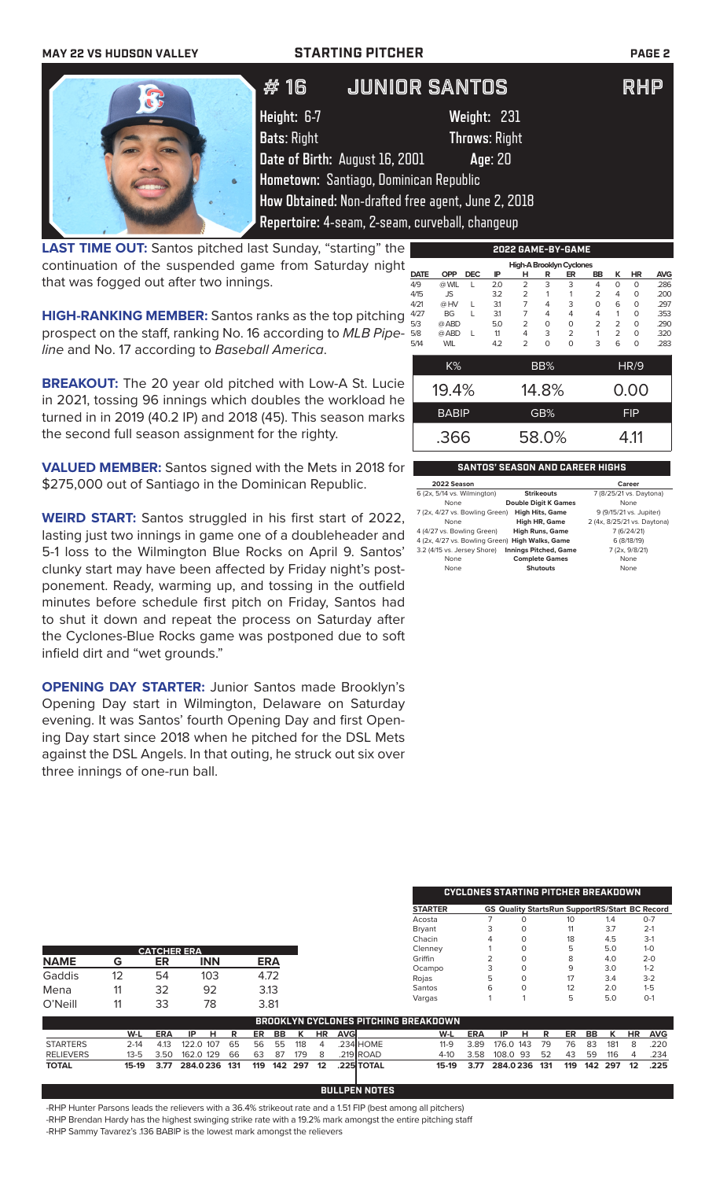MAY 22 VS HUDSON VALLEY — STARTING PITCHER

# # 16 JUNIOR SANTOS RHP

**Height:** 6-7 **Weight:** 231
**Bats:** Right **Throws:** Right
**Date of Birth:** August 16, 2001 **Age:** 20
**Hometown:** Santiago, Dominican Republic
**How Obtained:** Non-drafted free agent, June 2, 2018
**Repertoire:** 4-seam, 2-seam, curveball, changeup

**LAST TIME OUT:** Santos pitched last Sunday, "starting" the continuation of the suspended game from Saturday night that was fogged out after two innings.

**HIGH-RANKING MEMBER:** Santos ranks as the top pitching prospect on the staff, ranking No. 16 according to *MLB Pipeline* and No. 17 according to *Baseball America*.

**BREAKOUT:** The 20 year old pitched with Low-A St. Lucie in 2021, tossing 96 innings which doubles the workload he turned in in 2019 (40.2 IP) and 2018 (45). This season marks the second full season assignment for the righty.

**VALUED MEMBER:** Santos signed with the Mets in 2018 for $275,000 out of Santiago in the Dominican Republic.

**WEIRD START:** Santos struggled in his first start of 2022, lasting just two innings in game one of a doubleheader and 5-1 loss to the Wilmington Blue Rocks on April 9. Santos' clunky start may have been affected by Friday night's postponement. Ready, warming up, and tossing in the outfield minutes before schedule first pitch on Friday, Santos had to shut it down and repeat the process on Saturday after the Cyclones-Blue Rocks game was postponed due to soft infield dirt and "wet grounds."

**OPENING DAY STARTER:** Junior Santos made Brooklyn's Opening Day start in Wilmington, Delaware on Saturday evening. It was Santos' fourth Opening Day and first Opening Day start since 2018 when he pitched for the DSL Mets against the DSL Angels. In that outing, he struck out six over three innings of one-run ball.

## 2022 GAME-BY-GAME

High-A Brooklyn Cyclones

| DATE | OPP | DEC | IP | H | R | ER | BB | K | HR | AVG |
|---|---|---|---|---|---|---|---|---|---|---|
| 4/9 | @ WIL | L | 2.0 | 2 | 3 | 3 | 4 | 0 | 0 | .286 |
| 4/15 | JS | | 3.2 | 2 | 1 | 1 | 2 | 4 | 0 | .200 |
| 4/21 | @ HV | L | 3.1 | 7 | 4 | 3 | 0 | 6 | 0 | .297 |
| 4/27 | BG | L | 3.1 | 7 | 4 | 4 | 4 | 1 | 0 | .353 |
| 5/3 | @ ABD | | 5.0 | 2 | 0 | 0 | 2 | 2 | 0 | .290 |
| 5/8 | @ ABD | L | 1.1 | 4 | 3 | 2 | 1 | 2 | 0 | .320 |
| 5/14 | WIL | | 4.2 | 2 | 0 | 0 | 3 | 6 | 0 | .283 |

| K% | BB% | HR/9 |
|---|---|---|
| 19.4% | 14.8% | 0.00 |
| **BABIP** | **GB%** | **FIP** |
| .366 | 58.0% | 4.11 |

## SANTOS' SEASON AND CAREER HIGHS

| 2022 Season | | Career |
|---|---|---|
| 6 (2x, 5/14 vs. Wilmington) | Strikeouts | 7 (8/25/21 vs. Daytona) |
| None | Double Digit K Games | None |
| 7 (2x, 4/27 vs. Bowling Green) | High Hits, Game | 9 (9/15/21 vs. Jupiter) |
| None | High HR, Game | 2 (4x, 8/25/21 vs. Daytona) |
| 4 (4/27 vs. Bowling Green) | High Runs, Game | 7 (6/24/21) |
| 4 (2x, 4/27 vs. Bowling Green) | High Walks, Game | 6 (8/18/19) |
| 3.2 (4/15 vs. Jersey Shore) | Innings Pitched, Game | 7 (2x, 9/8/21) |
| None | Complete Games | None |
| None | Shutouts | None |

## CATCHER ERA

| NAME | G | ER | INN | ERA |
|---|---|---|---|---|
| Gaddis | 12 | 54 | 103 | 4.72 |
| Mena | 11 | 32 | 92 | 3.13 |
| O'Neill | 11 | 33 | 78 | 3.81 |

## CYCLONES STARTING PITCHER BREAKDOWN

| STARTER | GS | Quality Starts | Run Support | RS/Start | BC Record |
|---|---|---|---|---|---|
| Acosta | 7 | 0 | 10 | 1.4 | 0-7 |
| Bryant | 3 | 0 | 11 | 3.7 | 2-1 |
| Chacin | 4 | 0 | 18 | 4.5 | 3-1 |
| Clenney | 1 | 0 | 5 | 5.0 | 1-0 |
| Griffin | 2 | 0 | 8 | 4.0 | 2-0 |
| Ocampo | 3 | 0 | 9 | 3.0 | 1-2 |
| Rojas | 5 | 0 | 17 | 3.4 | 3-2 |
| Santos | 6 | 0 | 12 | 2.0 | 1-5 |
| Vargas | 1 | 1 | 5 | 5.0 | 0-1 |

## BROOKLYN CYCLONES PITCHING BREAKDOWN

| | W-L | ERA | IP | H | R | ER | BB | K | HR | AVG |
|---|---|---|---|---|---|---|---|---|---|---|
| STARTERS | 2-14 | 4.13 | 122.0 | 107 | 65 | 56 | 55 | 118 | 4 | .234 |
| RELIEVERS | 13-5 | 3.50 | 162.0 | 129 | 66 | 63 | 87 | 179 | 8 | .219 |
| **TOTAL** | **15-19** | **3.77** | **284.0** | **236** | **131** | **119** | **142** | **297** | **12** | **.225** |

| | W-L | ERA | IP | H | R | ER | BB | K | HR | AVG |
|---|---|---|---|---|---|---|---|---|---|---|
| HOME | 11-9 | 3.89 | 176.0 | 143 | 79 | 76 | 83 | 181 | 8 | .220 |
| ROAD | 4-10 | 3.58 | 108.0 | 93 | 52 | 43 | 59 | 116 | 4 | .234 |
| **TOTAL** | **15-19** | **3.77** | **284.0** | **236** | **131** | **119** | **142** | **297** | **12** | **.225** |

## BULLPEN NOTES

- RHP Hunter Parsons leads the relievers with a 36.4% strikeout rate and a 1.51 FIP (best among all pitchers)
- RHP Brendan Hardy has the highest swinging strike rate with a 19.2% mark amongst the entire pitching staff
- RHP Sammy Tavarez's .136 BABIP is the lowest mark amongst the relievers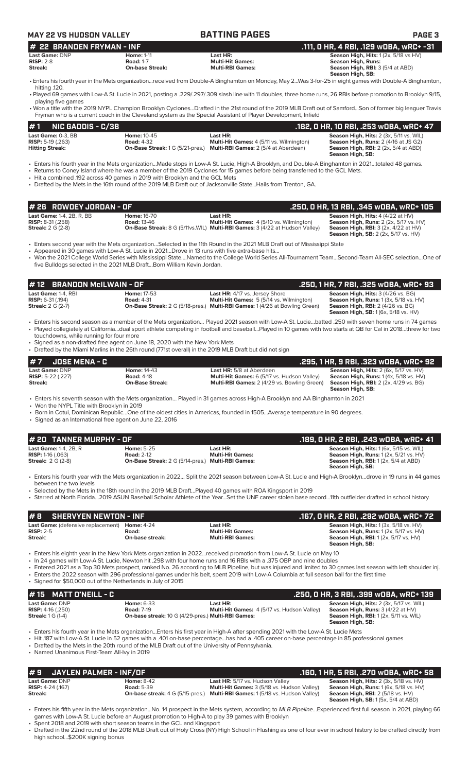**MAY 22 VS HUDSON VALLEY** **BATTING PAGES**

## # 22 BRANDEN FRYMAN - INF — .111, 0 HR, 4 RBI, .129 wOBA, wRC+ -31

| | | | |
|---|---|---|---|
| **Last Game:** DNP | **Home:** 1-11 | **Last HR:** | **Season High, Hits:** 1 (2x, 5/18 vs HV) |
| **RISP:** 2-8 | **Road:** 1-7 | **Multi-Hit Games:** | **Season High, Runs:** |
| **Streak:** | **On-base Streak:** | **Multi-RBI Games:** | **Season High, RBI:** 3 (5/4 at ABD) |
| | | | **Season High, SB:** |

- Enters his fourth year in the Mets organization...received from Double-A Binghamton on Monday, May 2...Was 3-for-25 in eight games with Double-A Binghamton, hitting .120.
- Played 69 games with Low-A St. Lucie in 2021, posting a .229/.297/.309 slash line with 11 doubles, three home runs, 26 RBIs before promotion to Brooklyn 9/15, playing five games
- Won a title with the 2019 NYPL Champion Brooklyn Cyclones...Drafted in the 21st round of the 2019 MLB Draft out of Samford...Son of former big leaguer Travis Fryman who is a current coach in the Cleveland system as the Special Assistant of Player Development, Infield

## # 1 NIC GADDIS - C/3B — .182, 0 HR, 10 RBI, .253 wOBA, wRC+ 47

| | | | |
|---|---|---|---|
| **Last Game:** 0-3, BB | **Home:** 10-45 | **Last HR:** | **Season High, Hits:** 2 (3x, 5/11 vs. WIL) |
| **RISP:** 5-19 (.263) | **Road:** 4-32 | **Multi-Hit Games:** 4 (5/11 vs. Wilmington) | **Season High, Runs:** 2 (4/16 at JS G2) |
| **Hitting Streak:** | **On-Base Streak:** 1 G (5/21-pres.) | **Multi-RBI Games:** 2 (5/4 at Aberdeen) | **Season High, RBI:** 2 (2x, 5/4 at ABD) |
| | | | **Season High, SB:** |

- Enters his fourth year in the Mets organization...Made stops in Low-A St. Lucie, High-A Brooklyn, and Double-A Binghamton in 2021...totaled 48 games.
- Returns to Coney Island where he was a member of the 2019 Cyclones for 15 games before being transferred to the GCL Mets.
- Hit a combined .192 across 40 games in 2019 with Brooklyn and the GCL Mets
- Drafted by the Mets in the 16th round of the 2019 MLB Draft out of Jacksonville State...Hails from Trenton, GA.

## # 26 ROWDEY JORDAN - OF — .250, 0 HR, 13 RBI, .345 wOBA, wRC+ 105

| | | | |
|---|---|---|---|
| **Last Game:** 1-4, 2B, R, BB | **Home:** 16-70 | **Last HR:** | **Season High, Hits:** 4 (4/22 at HV) |
| **RISP:** 8-31 (.258) | **Road:** 13-46 | **Multi-Hit Games:** 4 (5/10 vs. Wilmington) | **Season High, Runs:** 2 (2x, 5/17 vs. HV) |
| **Streak:** 2 G (2-8) | **On-Base Streak:** 8 G (5/11vs.WIL) | **Multi-RBI Games:** 3 (4/22 at Hudson Valley) | **Season High, RBI:** 3 (2x, 4/22 at HV) |
| | | | **Season High, SB:** 2 (2x, 5/17 vs. HV) |

- Enters second year with the Mets organization...Selected in the 11th Round in the 2021 MLB Draft out of Mississippi State
- Appeared in 30 games with Low-A St. Lucie in 2021...Drove in 13 runs with five extra-base hits...
- Won the 2021 College World Series with Mississippi State....Named to the College World Series All-Tournament Team...Second-Team All-SEC selection...One of five Bulldogs selected in the 2021 MLB Draft...Born William Kevin Jordan.

## # 12 BRANDON McILWAIN - OF — .250, 1 HR, 7 RBI, .325 wOBA, wRC+ 93

| | | | |
|---|---|---|---|
| **Last Game:** 1-4, RBI | **Home:** 17-53 | **Last HR:** 4/17 vs. Jersey Shore | **Season High, Hits:** 3 (4/26 vs. BG) |
| **RISP:** 6-31 (.194) | **Road:** 4-31 | **Multi-Hit Games:** 5 (5/14 vs. Wilmington) | **Season High, Runs:** 1 (3x, 5/18 vs. HV) |
| **Streak:** 2 G (2-7) | **On-Base Streak:** 2 G (5/18-pres.) | **Multi-RBI Games:** 1 (4/26 at Bowling Green) | **Season High, RBI:** 2 (4/26 vs. BG) |
| | | | **Season High, SB:** 1 (6x, 5/18 vs. HV) |

- Enters his second season as a member of the Mets organization... Played 2021 season with Low-A St. Lucie...batted .250 with seven home runs in 74 games
- Played collegiately at California...dual sport athlete competing in football and baseball...Played in 10 games with two starts at QB for Cal in 2018...threw for two touchdowns, while running for four more
- Signed as a non-drafted free agent on June 18, 2020 with the New York Mets
- Drafted by the Miami Marlins in the 26th round (771st overall) in the 2019 MLB Draft but did not sign

## # 7 JOSE MENA - C — .295, 1 HR, 9 RBI, .323 wOBA, wRC+ 92

| | | | |
|---|---|---|---|
| **Last Game:** DNP | **Home:** 14-43 | **Last HR:** 5/8 at Aberdeen | **Season High, Hits:** 2 (6x, 5/17 vs. HV) |
| **RISP:** 5-22 (.227) | **Road:** 4-18 | **Multi-Hit Games:** 6 (5/17 vs. Hudson Valley) | **Season High, Runs:** 1 (4x, 5/18 vs. HV) |
| **Streak:** | **On-Base Streak:** | **Multi-RBI Games:** 2 (4/29 vs. Bowling Green) | **Season High, RBI:** 2 (2x, 4/29 vs. BG) |
| | | | **Season High, SB:** |

- Enters his seventh season with the Mets organization... Played in 31 games across High-A Brooklyn and AA Binghamton in 2021
- Won the NYPL Title with Brooklyn in 2019
- Born in Cotui, Dominican Republic...One of the oldest cities in Americas, founded in 1505...Average temperature in 90 degrees.
- Signed as an International free agent on June 22, 2016

## # 20 TANNER MURPHY - OF — .189, 0 HR, 2 RBI, .243 wOBA, wRC+ 41

| | | | |
|---|---|---|---|
| **Last Game:** 1-4, 2B, R | **Home:** 5-25 | **Last HR:** | **Season High, Hits:** 1 (6x, 5/15 vs. WIL) |
| **RISP:** 1-16 (.063) | **Road:** 2-12 | **Multi-Hit Games:** | **Season High, Runs:** 1 (2x, 5/21 vs. HV) |
| **Streak:** 2 G (2-8) | **On-Base Streak:** 2 G (5/14-pres.) | **Multi-RBI Games:** | **Season High, RBI:** 1 (2x, 5/4 at ABD) |
| | | | **Season High, SB:** |

- Enters his fourth year with the Mets organization in 2022... Split the 2021 season between Low-A St. Lucie and High-A Brooklyn...drove in 19 runs in 44 games between the two levels
- Selected by the Mets in the 18th round in the 2019 MLB Draft...Played 40 games with ROA Kingsport in 2019
- Starred at North Florida...2019 ASUN Baseball Scholar Athlete of the Year...Set the UNF career stolen base record...11th outfielder drafted in school history.

## # 8 SHERVYEN NEWTON - INF — .167, 0 HR, 2 RBI, .292 wOBA, wRC+ 72

| | | | |
|---|---|---|---|
| **Last Game:** (defensive replacement) | **Home:** 4-24 | **Last HR:** | **Season High, Hits:** 1 (3x, 5/18 vs. HV) |
| **RISP:** 2-5 | **Road:** | **Multi-Hit Games:** | **Season High, Runs:** 1 (2x, 5/17 vs. HV) |
| **Streak:** | **On-base streak:** | **Multi-RBI Games:** | **Season High, RBI:** 1 (2x, 5/17 vs. HV) |
| | | | **Season High, SB:** |

- Enters his eighth year in the New York Mets organization in 2022...received promotion from Low-A St. Lucie on May 10
- In 24 games with Low-A St. Lucie, Newton hit .298 with four home runs and 16 RBIs with a .375 OBP and nine doubles
- Entered 2021 as a Top 30 Mets prospect, ranked No. 26 according to MLB Pipeline, but was injured and limited to 30 games last season with left shoulder inj.
- Enters the 2022 season with 296 professional games under his belt, spent 2019 with Low-A Columbia at full season ball for the first time
- Signed for $50,000 out of the Netherlands in July of 2015

## # 15 MATT O'NEILL - C — .250, 0 HR, 3 RBI, .399 wOBA, wRC+ 139

| | | | |
|---|---|---|---|
| **Last Game:** DNP | **Home:** 6-33 | **Last HR:** | **Season High, Hits:** 2 (3x, 5/17 vs. WIL) |
| **RISP:** 4-16 (.250) | **Road:** 7-19 | **Multi-Hit Games:** 4 (5/17 vs. Hudson Valley) | **Season High, Runs:** 3 (4/22 at HV) |
| **Streak:** 1 G (1-4) | **On-base streak:** 10 G (4/29-pres.) | **Multi-RBI Games:** | **Season High, RBI:** 1 (2x, 5/11 vs. WIL) |
| | | | **Season High, SB:** |

- Enters his fourth year in the Mets organization...Enters his first year in High-A after spending 2021 with the Low-A St. Lucie Mets
- Hit .187 with Low-A St. Lucie in 52 games with a .401 on-base percentage...has had a .405 career on-base percentage in 85 professional games
- Drafted by the Mets in the 20th round of the MLB Draft out of the University of Pennsylvania.
- Named Unanimous First-Team All-Ivy in 2019

## # 9 JAYLEN PALMER - INF/OF — .160, 1 HR, 5 RBI, .270 wOBA, wRC+ 58

| | | | |
|---|---|---|---|
| **Last Game:** DNP | **Home:** 8-42 | **Last HR:** 5/17 vs. Hudson Valley | **Season High, Hits:** 2 (3x, 5/18 vs. HV) |
| **RISP:** 4-24 (.167) | **Road:** 5-39 | **Multi-Hit Games:** 3 (5/18 vs. Hudson Valley) | **Season High, Runs:** 1 (6x, 5/18 vs. HV) |
| **Streak:** | **On-base streak:** 4 G (5/15-pres.) | **Multi-RBI Games:** 1 (5/18 vs. Hudson Valley) | **Season High, RBI:** 2 (5/18 vs. HV) |
| | | | **Season High, SB:** 1 (5x, 5/4 at ABD) |

- Enters his fifth year in the Mets organization...No. 14 prospect in the Mets system, according to *MLB Pipeline*...Experienced first full season in 2021, playing 66 games with Low-A St. Lucie before an August promotion to High-A to play 39 games with Brooklyn
- Spent 2018 and 2019 with short season teams in the GCL and Kingsport
- Drafted in the 22nd round of the 2018 MLB Draft out of Holy Cross (NY) High School in Flushing as one of four ever in school history to be drafted directly from high school...$200K signing bonus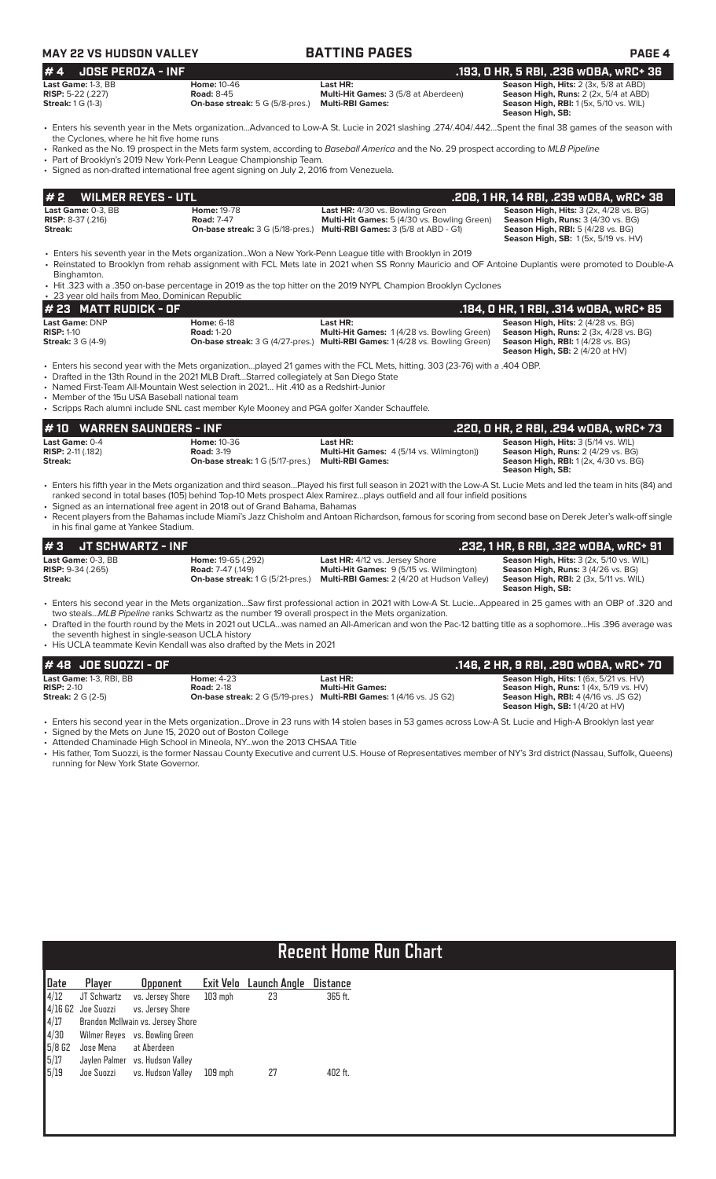## #4 JOSE PEROZA - INF

**.193, 0 HR, 5 RBI, .236 wOBA, wRC+ 36**

**Last Game:** 1-3, BB
**RISP:** 5-22 (.227)
**Streak:** 1 G (1-3)

**Home:** 10-46
**Road:** 8-45
**On-base streak:** 5 G (5/8-pres.)

**Last HR:**
**Multi-Hit Games:** 3 (5/8 at Aberdeen)
**Multi-RBI Games:**

**Season High, Hits:** 2 (3x, 5/8 at ABD)
**Season High, Runs:** 2 (2x, 5/4 at ABD)
**Season High, RBI:** 1 (5x, 5/10 vs. WIL)
**Season High, SB:**

- Enters his seventh year in the Mets organization...Advanced to Low-A St. Lucie in 2021 slashing .274/.404/.442...Spent the final 38 games of the season with the Cyclones, where he hit five home runs
- Ranked as the No. 19 prospect in the Mets farm system, according to *Baseball America* and the No. 29 prospect according to *MLB Pipeline*
- Part of Brooklyn's 2019 New York-Penn League Championship Team.
- Signed as non-drafted international free agent signing on July 2, 2016 from Venezuela.

## #2 WILMER REYES - UTL

**.208, 1 HR, 14 RBI, .239 wOBA, wRC+ 38**

**Last Game:** 0-3, BB
**RISP:** 8-37 (.216)
**Streak:**

**Home:** 19-78
**Road:** 7-47
**On-base streak:** 3 G (5/18-pres.)

**Last HR:** 4/30 vs. Bowling Green
**Multi-Hit Games:** 5 (4/30 vs. Bowling Green)
**Multi-RBI Games:** 3 (5/8 at ABD - G1)

**Season High, Hits:** 3 (2x, 4/28 vs. BG)
**Season High, Runs:** 3 (4/30 vs. BG)
**Season High, RBI:** 5 (4/28 vs. BG)
**Season High, SB:** 1 (5x, 5/19 vs. HV)

- Enters his seventh year in the Mets organization...Won a New York-Penn League title with Brooklyn in 2019
- Reinstated to Brooklyn from rehab assignment with FCL Mets late in 2021 when SS Ronny Mauricio and OF Antoine Duplantis were promoted to Double-A Binghamton.
- Hit .323 with a .350 on-base percentage in 2019 as the top hitter on the 2019 NYPL Champion Brooklyn Cyclones
- 23 year old hails from Mao, Dominican Republic

## #23 MATT RUDICK - OF

**.184, 0 HR, 1 RBI, .314 wOBA, wRC+ 85**

**Last Game:** DNP
**RISP:** 1-10
**Streak:** 3 G (4-9)

**Home:** 6-18
**Road:** 1-20
**On-base streak:** 3 G (4/27-pres.)

**Last HR:**
**Multi-Hit Games:** 1 (4/28 vs. Bowling Green)
**Multi-RBI Games:** 1 (4/28 vs. Bowling Green)

**Season High, Hits:** 2 (4/28 vs. BG)
**Season High, Runs:** 2 (3x, 4/28 vs. BG)
**Season High, RBI:** 1 (4/28 vs. BG)
**Season High, SB:** 2 (4/20 at HV)

- Enters his second year with the Mets organization...played 21 games with the FCL Mets, hitting. 303 (23-76) with a .404 OBP.
- Drafted in the 13th Round in the 2021 MLB Draft...Starred collegiately at San Diego State
- Named First-Team All-Mountain West selection in 2021... Hit .410 as a Redshirt-Junior
- Member of the 15u USA Baseball national team
- Scripps Rach alumni include SNL cast member Kyle Mooney and PGA golfer Xander Schauffele.

## #10 WARREN SAUNDERS - INF

**.220, 0 HR, 2 RBI, .294 wOBA, wRC+ 73**

**Last Game:** 0-4
**RISP:** 2-11 (.182)
**Streak:**

**Home:** 10-36
**Road:** 3-19
**On-base streak:** 1 G (5/17-pres.)

**Last HR:**
**Multi-Hit Games:** 4 (5/14 vs. Wilmington))
**Multi-RBI Games:**

**Season High, Hits:** 3 (5/14 vs. WIL)
**Season High, Runs:** 2 (4/29 vs. BG)
**Season High, RBI:** 1 (2x, 4/30 vs. BG)
**Season High, SB:**

- Enters his fifth year in the Mets organization and third season...Played his first full season in 2021 with the Low-A St. Lucie Mets and led the team in hits (84) and ranked second in total bases (105) behind Top-10 Mets prospect Alex Ramirez...plays outfield and all four infield positions
- Signed as an international free agent in 2018 out of Grand Bahama, Bahamas
- Recent players from the Bahamas include Miami's Jazz Chisholm and Antoan Richardson, famous for scoring from second base on Derek Jeter's walk-off single in his final game at Yankee Stadium.

## #3 JT SCHWARTZ - INF

**.232, 1 HR, 6 RBI, .322 wOBA, wRC+ 91**

**Last Game:** 0-3, BB
**RISP:** 9-34 (.265)
**Streak:**

**Home:** 19-65 (.292)
**Road:** 7-47 (.149)
**On-base streak:** 1 G (5/21-pres.)

**Last HR:** 4/12 vs. Jersey Shore
**Multi-Hit Games:** 9 (5/15 vs. Wilmington)
**Multi-RBI Games:** 2 (4/20 at Hudson Valley)

**Season High, Hits:** 3 (2x, 5/10 vs. WIL)
**Season High, Runs:** 3 (4/26 vs. BG)
**Season High, RBI:** 2 (3x, 5/11 vs. WIL)
**Season High, SB:**

- Enters his second year in the Mets organization...Saw first professional action in 2021 with Low-A St. Lucie...Appeared in 25 games with an OBP of .320 and two steals...*MLB Pipeline* ranks Schwartz as the number 19 overall prospect in the Mets organization.
- Drafted in the fourth round by the Mets in 2021 out UCLA...was named an All-American and won the Pac-12 batting title as a sophomore...His .396 average was the seventh highest in single-season UCLA history
- His UCLA teammate Kevin Kendall was also drafted by the Mets in 2021

## #48 JOE SUOZZI - OF

**.146, 2 HR, 9 RBI, .290 wOBA, wRC+ 70**

**Last Game:** 1-3, RBI, BB
**RISP:** 2-10
**Streak:** 2 G (2-5)

**Home:** 4-23
**Road:** 2-18
**On-base streak:** 2 G (5/19-pres.)

**Last HR:**
**Multi-Hit Games:**
**Multi-RBI Games:** 1 (4/16 vs. JS G2)

**Season High, Hits:** 1 (6x, 5/21 vs. HV)
**Season High, Runs:** 1 (4x, 5/19 vs. HV)
**Season High, RBI:** 4 (4/16 vs. JS G2)
**Season High, SB:** 1 (4/20 at HV)

- Enters his second year in the Mets organization...Drove in 23 runs with 14 stolen bases in 53 games across Low-A St. Lucie and High-A Brooklyn last year
- Signed by the Mets on June 15, 2020 out of Boston College
- Attended Chaminade High School in Mineola, NY...won the 2013 CHSAA Title
- His father, Tom Suozzi, is the former Nassau County Executive and current U.S. House of Representatives member of NY's 3rd district (Nassau, Suffolk, Queens) running for New York State Governor.

## Recent Home Run Chart

| Date | Player | Opponent | Exit Velo | Launch Angle | Distance |
|---|---|---|---|---|---|
| 4/12 | JT Schwartz | vs. Jersey Shore | 103 mph | 23 | 365 ft. |
| 4/16 G2 | Joe Suozzi | vs. Jersey Shore | | | |
| 4/17 | Brandon McIlwain | vs. Jersey Shore | | | |
| 4/30 | Wilmer Reyes | vs. Bowling Green | | | |
| 5/8 G2 | Jose Mena | at Aberdeen | | | |
| 5/17 | Jaylen Palmer | vs. Hudson Valley | | | |
| 5/19 | Joe Suozzi | vs. Hudson Valley | 109 mph | 27 | 402 ft. |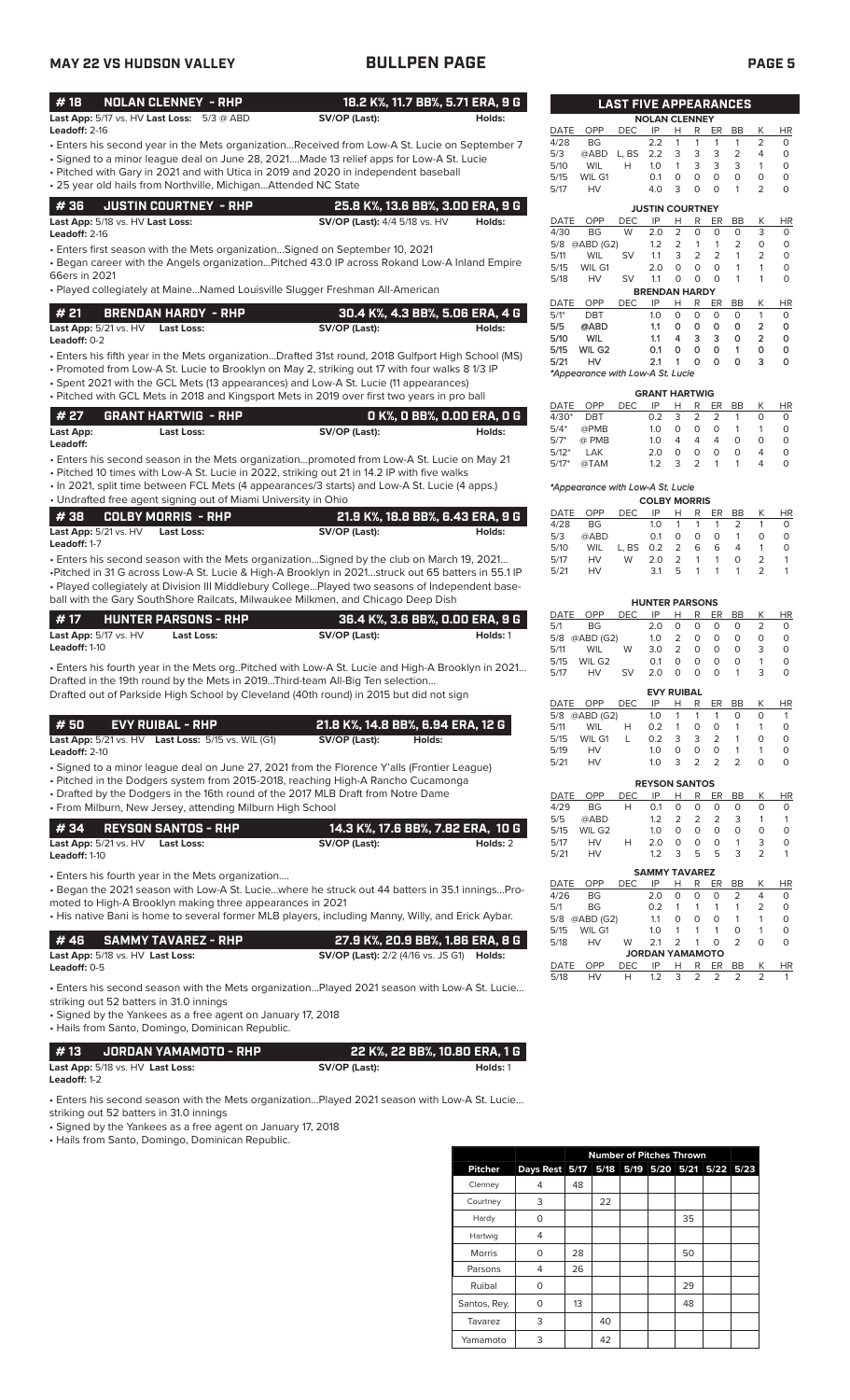## MAY 22 VS HUDSON VALLEY — BULLPEN PAGE

### # 18 NOLAN CLENNEY - RHP — 18.2 K%, 11.7 BB%, 5.71 ERA, 9 G

**Last App:** 5/17 vs. HV **Last Loss:** 5/3 @ ABD **SV/OP (Last):** **Holds:**
**Leadoff:** 2-16

• Enters his second year in the Mets organization...Received from Low-A St. Lucie on September 7
• Signed to a minor league deal on June 28, 2021....Made 13 relief apps for Low-A St. Lucie
• Pitched with Gary in 2021 and with Utica in 2019 and 2020 in independent baseball
• 25 year old hails from Northville, Michigan...Attended NC State

### # 36 JUSTIN COURTNEY - RHP — 25.8 K%, 13.6 BB%, 3.00 ERA, 9 G

**Last App:** 5/18 vs. HV **Last Loss:** **SV/OP (Last):** 4/4 5/18 vs. HV **Holds:**
**Leadoff:** 2-16

• Enters first season with the Mets organization...Signed on September 10, 2021
• Began career with the Angels organization...Pitched 43.0 IP across Rokand Low-A Inland Empire 66ers in 2021
• Played collegiately at Maine...Named Louisville Slugger Freshman All-American

### # 21 BRENDAN HARDY - RHP — 30.4 K%, 4.3 BB%, 5.06 ERA, 4 G

**Last App:** 5/21 vs. HV **Last Loss:** **SV/OP (Last):** **Holds:**
**Leadoff:** 0-2

• Enters his fifth year in the Mets organization...Drafted 31st round, 2018 Gulfport High School (MS)
• Promoted from Low-A St. Lucie to Brooklyn on May 2, striking out 17 with four walks 8 1/3 IP
• Spent 2021 with the GCL Mets (13 appearances) and Low-A St. Lucie (11 appearances)
• Pitched with GCL Mets in 2018 and Kingsport Mets in 2019 over first two years in pro ball

### # 27 GRANT HARTWIG - RHP — 0 K%, 0 BB%, 0.00 ERA, 0 G

**Last App:** **Last Loss:** **SV/OP (Last):** **Holds:**
**Leadoff:**

• Enters his second season in the Mets organization...promoted from Low-A St. Lucie on May 21
• Pitched 10 times with Low-A St. Lucie in 2022, striking out 21 in 14.2 IP with five walks
• In 2021, split time between FCL Mets (4 appearances/3 starts) and Low-A St. Lucie (4 apps.)
• Undrafted free agent signing out of Miami University in Ohio

### # 38 COLBY MORRIS - RHP — 21.9 K%, 18.8 BB%, 6.43 ERA, 9 G

**Last App:** 5/21 vs. HV **Last Loss:** **SV/OP (Last):** **Holds:**
**Leadoff:** 1-7

• Enters his second season with the Mets organization...Signed by the club on March 19, 2021...
•Pitched in 31 G across Low-A St. Lucie & High-A Brooklyn in 2021...struck out 65 batters in 55.1 IP
• Played collegiately at Division III Middlebury College...Played two seasons of Independent baseball with the Gary SouthShore Railcats, Milwaukee Milkmen, and Chicago Deep Dish

### # 17 HUNTER PARSONS - RHP — 36.4 K%, 3.6 BB%, 0.00 ERA, 9 G

**Last App:** 5/17 vs. HV **Last Loss:** **SV/OP (Last):** **Holds:** 1
**Leadoff:** 1-10

• Enters his fourth year in the Mets org..Pitched with Low-A St. Lucie and High-A Brooklyn in 2021... Drafted in the 19th round by the Mets in 2019...Third-team All-Big Ten selection...
Drafted out of Parkside High School by Cleveland (40th round) in 2015 but did not sign

### # 50 EVY RUIBAL - RHP — 21.8 K%, 14.8 BB%, 6.94 ERA, 12 G

**Last App:** 5/21 vs. HV **Last Loss:** 5/15 vs. WIL (G1) **SV/OP (Last):** **Holds:**
**Leadoff:** 2-10

• Signed to a minor league deal on June 27, 2021 from the Florence Y'alls (Frontier League)
• Pitched in the Dodgers system from 2015-2018, reaching High-A Rancho Cucamonga
• Drafted by the Dodgers in the 16th round of the 2017 MLB Draft from Notre Dame
• From Milburn, New Jersey, attending Milburn High School

### # 34 REYSON SANTOS - RHP — 14.3 K%, 17.6 BB%, 7.82 ERA, 10 G

**Last App:** 5/21 vs. HV **Last Loss:** **SV/OP (Last):** **Holds:** 2
**Leadoff:** 1-10

• Enters his fourth year in the Mets organization....
• Began the 2021 season with Low-A St. Lucie...where he struck out 44 batters in 35.1 innings...Promoted to High-A Brooklyn making three appearances in 2021
• His native Bani is home to several former MLB players, including Manny, Willy, and Erick Aybar.

### # 46 SAMMY TAVAREZ - RHP — 27.9 K%, 20.9 BB%, 1.86 ERA, 8 G

**Last App:** 5/18 vs. HV **Last Loss:** **SV/OP (Last):** 2/2 (4/16 vs. JS G1) **Holds:**
**Leadoff:** 0-5

• Enters his second season with the Mets organization...Played 2021 season with Low-A St. Lucie... striking out 52 batters in 31.0 innings
• Signed by the Yankees as a free agent on January 17, 2018
• Hails from Santo, Domingo, Dominican Republic.

### # 13 JORDAN YAMAMOTO - RHP — 22 K%, 22 BB%, 10.80 ERA, 1 G

**Last App:** 5/18 vs. HV **Last Loss:** **SV/OP (Last):** **Holds:** 1
**Leadoff:** 1-2

• Enters his second season with the Mets organization...Played 2021 season with Low-A St. Lucie... striking out 52 batters in 31.0 innings
• Signed by the Yankees as a free agent on January 17, 2018
• Hails from Santo, Domingo, Dominican Republic.

## LAST FIVE APPEARANCES

**NOLAN CLENNEY**

| DATE | OPP | DEC | IP | H | R | ER | BB | K | HR |
|---|---|---|---|---|---|---|---|---|---|
| 4/28 | BG | | 2.2 | 1 | 1 | 1 | 1 | 2 | 0 |
| 5/3 | @ABD | L, BS | 2.2 | 3 | 3 | 3 | 2 | 4 | 0 |
| 5/10 | WIL | H | 1.0 | 1 | 3 | 3 | 3 | 1 | 0 |
| 5/15 | WIL G1 | | 0.1 | 0 | 0 | 0 | 0 | 0 | 0 |
| 5/17 | HV | | 4.0 | 3 | 0 | 0 | 1 | 2 | 0 |

**JUSTIN COURTNEY**

| DATE | OPP | DEC | IP | H | R | ER | BB | K | HR |
|---|---|---|---|---|---|---|---|---|---|
| 4/30 | BG | W | 2.0 | 2 | 0 | 0 | 0 | 3 | 0 |
| 5/8 | @ABD (G2) | | 1.2 | 2 | 1 | 1 | 2 | 0 | 0 |
| 5/11 | WIL | SV | 1.1 | 3 | 2 | 2 | 1 | 2 | 0 |
| 5/15 | WIL G1 | | 2.0 | 0 | 0 | 0 | 1 | 1 | 0 |
| 5/18 | HV | SV | 1.1 | 0 | 0 | 0 | 1 | 1 | 0 |

**BRENDAN HARDY**

| DATE | OPP | DEC | IP | H | R | ER | BB | K | HR |
|---|---|---|---|---|---|---|---|---|---|
| 5/1* | DBT | | 1.0 | 0 | 0 | 0 | 0 | 1 | 0 |
| 5/5 | @ABD | | 1.1 | 0 | 0 | 0 | 0 | 2 | 0 |
| 5/10 | WIL | | 1.1 | 4 | 3 | 3 | 0 | 2 | 0 |
| 5/15 | WIL G2 | | 0.1 | 0 | 0 | 0 | 1 | 0 | 0 |
| 5/21 | HV | | 2.1 | 1 | 0 | 0 | 0 | 3 | 0 |

*Appearance with Low-A St. Lucie

**GRANT HARTWIG**

| DATE | OPP | DEC | IP | H | R | ER | BB | K | HR |
|---|---|---|---|---|---|---|---|---|---|
| 4/30* | DBT | | 0.2 | 3 | 2 | 2 | 1 | 0 | 0 |
| 5/4* | @PMB | | 1.0 | 0 | 0 | 0 | 1 | 1 | 0 |
| 5/7* | @ PMB | | 1.0 | 4 | 4 | 4 | 0 | 0 | 0 |
| 5/12* | LAK | | 2.0 | 0 | 0 | 0 | 0 | 4 | 0 |
| 5/17* | @TAM | | 1.2 | 3 | 2 | 1 | 1 | 4 | 0 |

*Appearance with Low-A St. Lucie

**COLBY MORRIS**

| DATE | OPP | DEC | IP | H | R | ER | BB | K | HR |
|---|---|---|---|---|---|---|---|---|---|
| 4/28 | BG | | 1.0 | 1 | 1 | 1 | 2 | 1 | 0 |
| 5/3 | @ABD | | 0.1 | 0 | 0 | 0 | 1 | 0 | 0 |
| 5/10 | WIL | L, BS | 0.2 | 2 | 6 | 6 | 4 | 1 | 0 |
| 5/17 | HV | W | 2.0 | 2 | 1 | 1 | 0 | 2 | 1 |
| 5/21 | HV | | 3.1 | 5 | 1 | 1 | 1 | 2 | 1 |

**HUNTER PARSONS**

| DATE | OPP | DEC | IP | H | R | ER | BB | K | HR |
|---|---|---|---|---|---|---|---|---|---|
| 5/1 | BG | | 2.0 | 0 | 0 | 0 | 0 | 2 | 0 |
| 5/8 | @ABD (G2) | | 1.0 | 2 | 0 | 0 | 0 | 0 | 0 |
| 5/11 | WIL | W | 3.0 | 2 | 0 | 0 | 0 | 3 | 0 |
| 5/15 | WIL G2 | | 0.1 | 0 | 0 | 0 | 0 | 1 | 0 |
| 5/17 | HV | SV | 2.0 | 0 | 0 | 0 | 1 | 3 | 0 |

**EVY RUIBAL**

| DATE | OPP | DEC | IP | H | R | ER | BB | K | HR |
|---|---|---|---|---|---|---|---|---|---|
| 5/8 | @ABD (G2) | | 1.0 | 1 | 1 | 1 | 0 | 0 | 1 |
| 5/11 | WIL | H | 0.2 | 1 | 0 | 0 | 1 | 1 | 0 |
| 5/15 | WIL G1 | L | 0.2 | 3 | 3 | 2 | 1 | 0 | 0 |
| 5/19 | HV | | 1.0 | 0 | 0 | 0 | 1 | 1 | 0 |
| 5/21 | HV | | 1.0 | 3 | 2 | 2 | 2 | 0 | 0 |

**REYSON SANTOS**

| DATE | OPP | DEC | IP | H | R | ER | BB | K | HR |
|---|---|---|---|---|---|---|---|---|---|
| 4/29 | BG | H | 0.1 | 0 | 0 | 0 | 0 | 0 | 0 |
| 5/5 | @ABD | | 1.2 | 2 | 2 | 2 | 3 | 1 | 1 |
| 5/15 | WIL G2 | | 1.0 | 0 | 0 | 0 | 0 | 0 | 0 |
| 5/17 | HV | H | 2.0 | 0 | 0 | 0 | 1 | 3 | 0 |
| 5/21 | HV | | 1.2 | 3 | 5 | 5 | 3 | 2 | 1 |

**SAMMY TAVAREZ**

| DATE | OPP | DEC | IP | H | R | ER | BB | K | HR |
|---|---|---|---|---|---|---|---|---|---|
| 4/26 | BG | | 2.0 | 0 | 0 | 0 | 2 | 4 | 0 |
| 5/1 | BG | | 0.2 | 1 | 1 | 1 | 1 | 2 | 0 |
| 5/8 | @ABD (G2) | | 1.1 | 0 | 0 | 0 | 1 | 1 | 0 |
| 5/15 | WIL G1 | | 1.0 | 1 | 1 | 1 | 0 | 1 | 0 |
| 5/18 | HV | W | 2.1 | 2 | 1 | 0 | 2 | 0 | 0 |

**JORDAN YAMAMOTO**

| DATE | OPP | DEC | IP | H | R | ER | BB | K | HR |
|---|---|---|---|---|---|---|---|---|---|
| 5/18 | HV | H | 1.2 | 3 | 2 | 2 | 2 | 2 | 1 |

## Number of Pitches Thrown

| Pitcher | Days Rest | 5/17 | 5/18 | 5/19 | 5/20 | 5/21 | 5/22 | 5/23 |
|---|---|---|---|---|---|---|---|---|
| Clenney | 4 | 48 | | | | | | |
| Courtney | 3 | | 22 | | | | | |
| Hardy | 0 | | | | | 35 | | |
| Hartwig | 4 | | | | | | | |
| Morris | 0 | 28 | | | | 50 | | |
| Parsons | 4 | 26 | | | | | | |
| Ruibal | 0 | | | | | 29 | | |
| Santos, Rey. | 0 | 13 | | | | 48 | | |
| Tavarez | 3 | | 40 | | | | | |
| Yamamoto | 3 | | 42 | | | | | |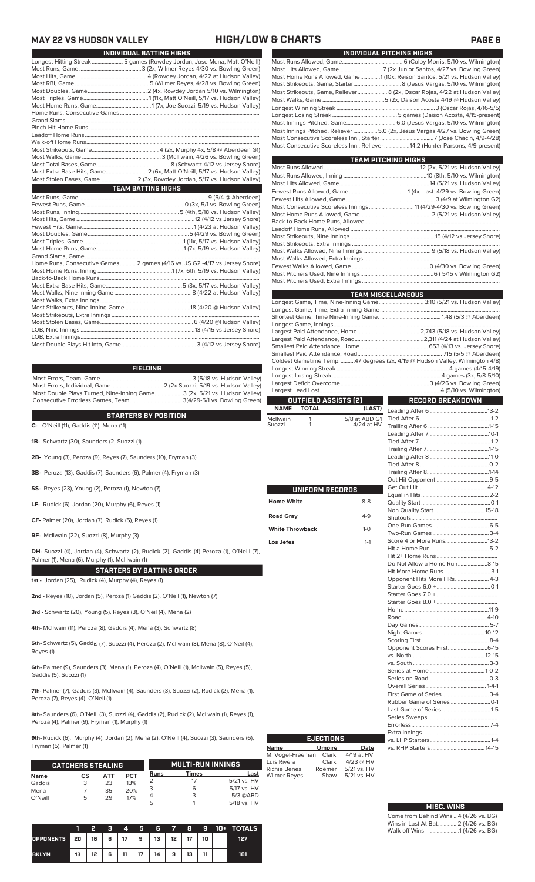## MAY 22 VS HUDSON VALLEY — HIGH/LOW & CHARTS

### INDIVIDUAL BATTING HIGHS

| | |
|---|---|
| Longest Hitting Streak | 5 games (Rowdey Jordan, Jose Mena, Matt O'Neill) |
| Most Runs, Game | 3 (2x, Wilmer Reyes 4/30 vs. Bowling Green) |
| Most Hits, Game | 4 (Rowdey Jordan, 4/22 at Hudson Valley) |
| Most RBI, Game | 5 (Wilmer Reyes, 4/28 vs. Bowling Green) |
| Most Doubles, Game | 2 (4x, Rowdey Jordan 5/10 vs. Wilmington) |
| Most Triples, Game | 1 (11x, Matt O'Neill, 5/17 vs. Hudson Valley) |
| Most Home Runs, Game | 1 (7x, Joe Suozzi, 5/19 vs. Hudson Valley) |
| Home Runs, Consecutive Games | |
| Grand Slams | |
| Pinch-Hit Home Runs | |
| Leadoff Home Runs | |
| Walk-off Home Runs | |
| Most Strikeouts, Game | 4 (2x, Murphy 4x, 5/8 @ Aberdeen G1) |
| Most Walks, Game | 3 (McIllwain, 4/26 vs. Bowling Green) |
| Most Total Bases, Game | 8 (Schwartz 4/12 vs Jersey Shore) |
| Most Extra-Base Hits, Game | 2 (6x, Matt O'Neill, 5/17 vs. Hudson Valley) |
| Most Stolen Bases, Game | 2 (3x, Rowdey Jordan, 5/17 vs. Hudson Valley) |

### TEAM BATTING HIGHS

| | |
|---|---|
| Most Runs, Game | 9 (5/4 @ Aberdeen) |
| Fewest Runs, Game | 0 (3x, 5/1 vs. Bowling Green) |
| Most Runs, Inning | 5 (4th, 5/18 vs. Hudson Valley) |
| Most Hits, Game | 12 (4/12 vs Jersey Shore) |
| Fewest Hits, Game | 1 (4/23 at Hudson Valley) |
| Most Doubles, Game | 5 (4/29 vs. Bowling Green) |
| Most Triples, Game | 1 (11x, 5/17 vs. Hudson Valley) |
| Most Home Runs, Game | 1 (7x, 5/19 vs. Hudson Valley) |
| Grand Slams, Game | |
| Home Runs, Consecutive Games | 2 games (4/16 vs. JS G2 -4/17 vs Jersey Shore) |
| Most Home Runs, Inning | 1 (7x, 6th, 5/19 vs. Hudson Valley) |
| Back-to-Back Home Runs | |
| Most Extra-Base Hits, Game | 5 (3x, 5/17 vs. Hudson Valley) |
| Most Walks, Nine-Inning Game | 8 (4/22 at Hudson Valley) |
| Most Walks, Extra Innings | |
| Most Strikeouts, Nine-Inning Game | 18 (4/20 @ Hudson Valley) |
| Most Strikeouts, Extra Innings | |
| Most Stolen Bases, Game | 6 (4/20 @Hudson Valley) |
| LOB, Nine Innings | 13 (4/15 vs Jersey Shore) |
| LOB, Extra Innings | |
| Most Double Plays Hit into, Game | 3 (4/12 vs Jersey Shore) |

### FIELDING

| | |
|---|---|
| Most Errors, Team, Game | 3 (5/18 vs. Hudson Valley) |
| Most Errors, Individual, Game | 2 (2x Suozzi, 5/19 vs. Hudson Valley) |
| Most Double Plays Turned, Nine-Inning Game | 3 (2x, 5/21 vs. Hudson Valley) |
| Consecutive Errorless Games, Team | 3(4/29-5/1 vs. Bowling Green) |

### STARTERS BY POSITION

**C-** O'Neill (11), Gaddis (11), Mena (11)

**1B-** Schwartz (30), Saunders (2, Suozzi (1)

**2B-** Young (3), Peroza (9), Reyes (7), Saunders (10), Fryman (3)

**3B-** Peroza (13), Gaddis (7), Saunders (6), Palmer (4), Fryman (3)

**SS-** Reyes (23), Young (2), Peroza (1), Newton (7)

**LF-** Rudick (6), Jordan (20), Murphy (6), Reyes (1)

**CF-** Palmer (20), Jordan (7), Rudick (5), Reyes (1)

**RF-** McIlwain (22), Suozzi (8), Murphy (3)

**DH-** Suozzi (4), Jordan (4), Schwartz (2), Rudick (2), Gaddis (4) Peroza (1), O'Neill (7), Palmer (1), Mena (6), Murphy (1), McIllwain (1)

### STARTERS BY BATTING ORDER

**1st -** Jordan (25), Rudick (4), Murphy (4), Reyes (1)

**2nd -** Reyes (18), Jordan (5), Peroza (1) Gaddis (2). O'Neil (1), Newton (7)

**3rd -** Schwartz (20), Young (5), Reyes (3), O'Neil (4), Mena (2)

**4th-** McIlwain (11), Peroza (8), Gaddis (4), Mena (3), Schwartz (8)

**5th-** Schwartz (5), Gaddis (7), Suozzi (4), Peroza (2), McIlwain (3), Mena (8), O'Neil (4), Reyes (1)

**6th-** Palmer (9), Saunders (3), Mena (1), Peroza (4), O'Neill (1), McIlwain (5), Reyes (5), Gaddis (5), Suozzi (1)

**7th-** Palmer (7), Gaddis (7), McIlwain (4), Saunders (3), Suozzi (2), Rudick (2), Mena (1), Peroza (7), Reyes (4), O'Neil (1)

**8th-** Saunders (6), O'Neill (3), Suozzi (4), Gaddis (2), Rudick (2), McIlwain (1), Reyes (1), Peroza (4), Palmer (9), Fryman (1), Murphy (1)

**9th-** Rudick (6), Murphy (4), Jordan (2), Mena (2), O'Neill (4), Suozzi (3), Saunders (6), Fryman (5), Palmer (1)

### CATCHERS STEALING

| Name | CS | ATT | PCT |
|---|---|---|---|
| Gaddis | 3 | 23 | 13% |
| Mena | 7 | 35 | 20% |
| O'Neill | 5 | 29 | 17% |

### MULTI-RUN INNINGS

| Runs | Times | Last |
|---|---|---|
| 2 | 17 | 5/21 vs. HV |
| 3 | 6 | 5/17 vs. HV |
| 4 | 3 | 5/3 @ABD |
| 5 | 1 | 5/18 vs. HV |

| | 1 | 2 | 3 | 4 | 5 | 6 | 7 | 8 | 9 | 10+ | TOTALS |
|---|---|---|---|---|---|---|---|---|---|---|---|
| OPPONENTS | 20 | 16 | 6 | 17 | 9 | 13 | 12 | 17 | 10 | | 127 |
| BKLYN | 13 | 12 | 6 | 11 | 17 | 14 | 9 | 13 | 11 | | 101 |

### INDIVIDUAL PITCHING HIGHS

| | |
|---|---|
| Most Runs Allowed, Game | 6 (Colby Morris, 5/10 vs. Wilmington) |
| Most Hits Allowed, Game | 7 (2x Junior Santos, 4/27 vs. Bowling Green) |
| Most Home Runs Allowed, Game | 1 (10x, Reison Santos, 5/21 vs. Hudson Valley) |
| Most Strikeouts, Game, Starter | 8 (Jesus Vargas, 5/10 vs. Wilmington) |
| Most Strikeouts, Game, Reliever | 8 (2x, Oscar Rojas, 4/22 at Hudson Valley) |
| Most Walks, Game | 5 (2x, Daison Acosta 4/19 @ Hudson Valley) |
| Longest Winning Streak | 3 (Oscar Rojas, 4/16-5/5) |
| Longest Losing Streak | 5 games (Daison Acosta, 4/15-present) |
| Most Innings Pitched, Game | 6.0 (Jesus Vargas, 5/10 vs. Wilmington) |
| Most Innings Pitched, Reliever | 5.0 (2x, Jesus Vargas 4/27 vs. Bowling Green) |
| Most Consecutive Scoreless Inn., Starter | 7 (Jose Chacin, 4/9-4/28) |
| Most Consecutive Scoreless Inn., Reliever | 14.2 (Hunter Parsons, 4/9-present) |

### TEAM PITCHING HIGHS

| | |
|---|---|
| Most Runs Allowed | 12 (2x, 5/21 vs. Hudson Valley) |
| Most Runs Allowed, Inning | 10 (8th, 5/10 vs. Wilmington) |
| Most Hits Allowed, Game | 14 (5/21 vs. Hudson Valley) |
| Fewest Runs Allowed, Game | 1 (4x, Last: 4/29 vs. Bowling Green) |
| Fewest Hits Allowed, Game | 3 (4/9 at Wilmington G2) |
| Most Consecutive Scoreless Innings | 11 (4/29-4/30 vs. Bowling Green) |
| Most Home Runs Allowed, Game | 2 (5/21 vs. Hudson Valley) |
| Back-to-Back Home Runs, Allowed | |
| Leadoff Home Runs, Allowed | |
| Most Strikeouts, Nine Innings | 15 (4/12 vs Jersey Shore) |
| Most Strikeouts, Extra Innings | |
| Most Walks Allowed, Nine Innings | 9 (5/18 vs. Hudson Valley) |
| Most Walks Allowed, Extra Innings | |
| Fewest Walks Allowed, Game | 0 (4/30 vs. Bowling Green) |
| Most Pitchers Used, Nine Innings | 6 ( 5/15 v Wilmington G2) |
| Most Pitchers Used, Extra Innings | |

### TEAM MISCELLANEOUS

| | |
|---|---|
| Longest Game, Time, Nine-Inning Game | 3:10 (5/21 vs. Hudson Valley) |
| Longest Game, Time, Extra-Inning Game | |
| Shortest Game, Time Nine-Inning Game | 1:48 (5/3 @ Aberdeen) |
| Longest Game, Innings | |
| Largest Paid Attendance, Home | 2,743 (5/18 vs. Hudson Valley) |
| Largest Paid Attendance, Road | 2,311 (4/24 at Hudson Valley) |
| Smallest Paid Attendance, Home | 653 (4/13 vs. Jersey Shore) |
| Smallest Paid Attendance, Road | 715 (5/5 @ Aberdeen) |
| Coldest Gametime Temp. | 47 degrees (2x, 4/19 @ Hudson Valley, Wilmington 4/8) |
| Longest Winning Streak | 4 games (4/15-4/19) |
| Longest Losing Streak | 4 games (3x, 5/8-5/10) |
| Largest Deficit Overcome | 3 (4/26 vs. Bowling Green) |
| Largest Lead Lost | 4 (5/10 vs. Wilmington) |

### OUTFIELD ASSISTS (2)

| NAME | TOTAL | (LAST) |
|---|---|---|
| McIlwain | 1 | 5/8 at ABD G1 |
| Suozzi | 1 | 4/24 at HV |

### UNIFORM RECORDS

| | |
|---|---|
| Home White | 8-8 |
| Road Gray | 4-9 |
| White Throwback | 1-0 |
| Los Jefes | 1-1 |

### EJECTIONS

| Name | Umpire | Date |
|---|---|---|
| M. Vogel-Freeman | Clark | 4/19 at HV |
| Luis Rivera | Clark | 4/23 @ HV |
| Richie Benes | Roemer | 5/21 vs. HV |
| Wilmer Reyes | Shaw | 5/21 vs. HV |

### RECORD BREAKDOWN

| | |
|---|---|
| Leading After 6 | 13-2 |
| Tied After 6 | 1-2 |
| Trailing After 6 | 1-15 |
| Leading After 7 | 10-1 |
| Tied After 7 | 1-2 |
| Trailing After 7 | 1-15 |
| Leading After 8 | 11-0 |
| Tied After 8 | 0-2 |
| Trailing After 8 | 1-14 |
| Out Hit Opponent | 9-5 |
| Get Out Hit | 4-12 |
| Equal in Hits | 2-2 |
| Quality Start | 0-1 |
| Non Quality Start | 15-18 |
| Shutouts | |
| One-Run Games | 6-5 |
| Two-Run Games | 3-4 |
| Score 4 or More Runs | 13-2 |
| Hit a Home Run | 5-2 |
| Hit 2+ Home Runs | |
| Do Not Allow a Home Run | 8-15 |
| Hit More Home Runs | 3-1 |
| Opponent Hits More HRs | 4-3 |
| Starter Goes 6.0 + | 0-1 |
| Starter Goes 7.0 + | |
| Starter Goes 8.0 + | |
| Home | 11-9 |
| Road | 4-10 |
| Day Games | 5-7 |
| Night Games | 10-12 |
| Scoring First | 8-4 |
| Opponent Scores First | 6-15 |
| vs. North | 12-15 |
| vs. South | 3-3 |
| Series at Home | 1-0-2 |
| Series on Road | 0-3 |
| Overall Series | 1-4-1 |
| First Game of Series | 3-4 |
| Rubber Game of Series | 0-1 |
| Last Game of Series | 1-5 |
| Series Sweeps | |
| Errorless | 7-4 |
| Extra Innings | |
| vs. LHP Starters | 1-4 |
| vs. RHP Starters | 14-15 |

### MISC. WINS

| | |
|---|---|
| Come from Behind Wins | 4 (4/26 vs. BG) |
| Wins in Last At-Bat | 2 (4/26 vs. BG) |
| Walk-off Wins | 1 (4/26 vs. BG) |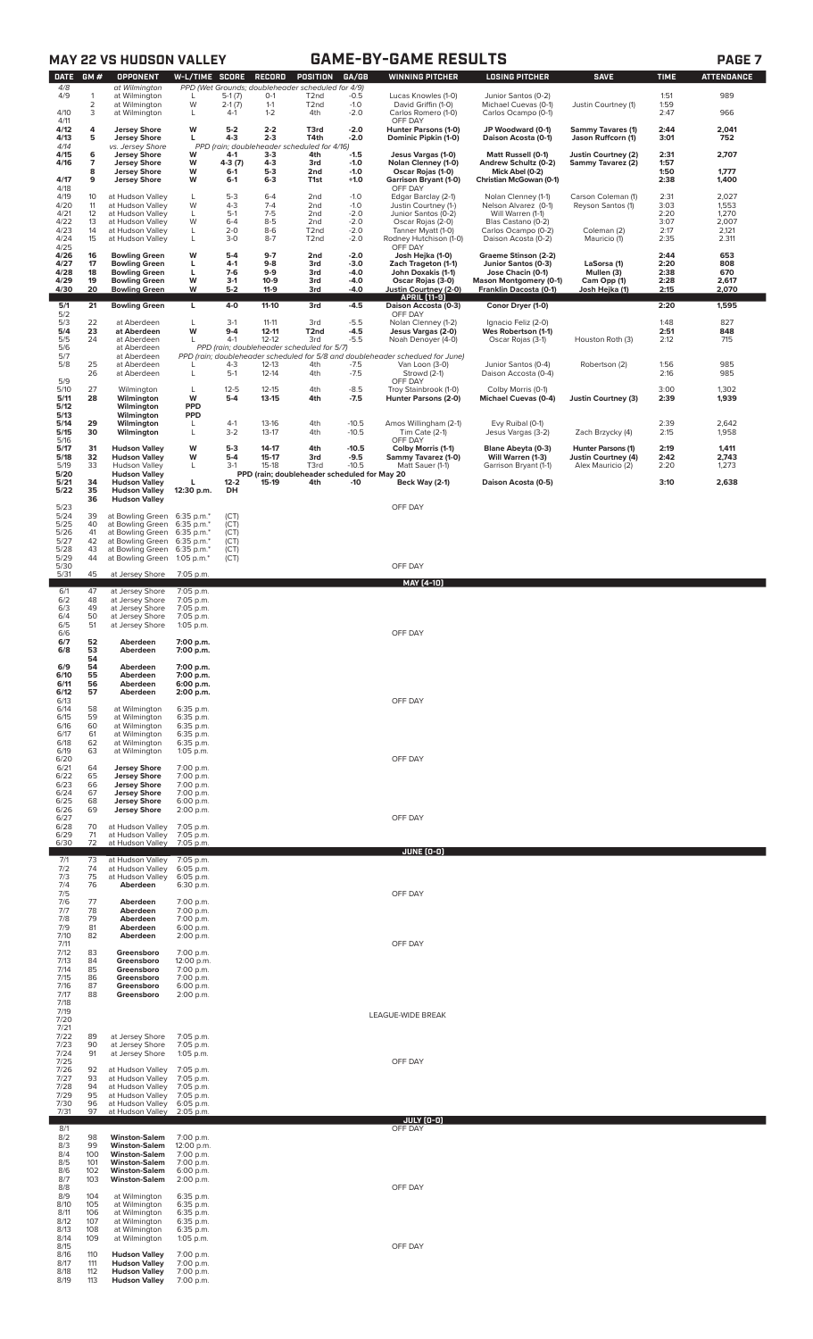## MAY 22 VS HUDSON VALLEY — GAME-BY-GAME RESULTS

| DATE | GM # | OPPONENT | W-L/TIME | SCORE | RECORD | POSITION | GA/GB | WINNING PITCHER | LOSING PITCHER | SAVE | TIME | ATTENDANCE |
|---|---|---|---|---|---|---|---|---|---|---|---|---|
| 4/8 | | at Wilmington | PPD (Wet Grounds; doubleheader scheduled for 4/9) | | | | | | | | | |
| 4/9 | 1 | at Wilmington | L | 5-1 (7) | 0-1 | T2nd | -0.5 | Lucas Knowles (1-0) | Junior Santos (0-2) | | 1:51 | 989 |
| | 2 | at Wilmington | W | 2-1 (7) | 1-1 | T2nd | -1.0 | David Griffin (1-0) | Michael Cuevas (0-1) | Justin Courtney (1) | 1:59 | |
| 4/10 | 3 | at Wilmington | L | 4-1 | 1-2 | 4th | -2.0 | Carlos Romero (1-0) | Carlos Ocampo (0-1) | | 2:47 | 966 |
| 4/11 | | | | | | | | OFF DAY | | | | |
| **4/12** | **4** | **Jersey Shore** | **W** | **5-2** | **2-2** | **T3rd** | **-2.0** | **Hunter Parsons (1-0)** | **JP Woodward (0-1)** | **Sammy Tavares (1)** | **2:44** | **2,041** |
| **4/13** | **5** | **Jersey Shore** | **L** | **4-3** | **2-3** | **T4th** | **-2.0** | **Dominic Pipkin (1-0)** | **Daison Acosta (0-1)** | **Jason Ruffcorn (1)** | **3:01** | **752** |
| 4/14 | | vs. Jersey Shore | PPD (rain; doubleheader scheduled for 4/16) | | | | | | | | | |
| **4/15** | **6** | **Jersey Shore** | **W** | **4-1** | **3-3** | **4th** | **-1.5** | **Jesus Vargas (1-0)** | **Matt Russell (0-1)** | **Justin Courtney (2)** | **2:31** | **2,707** |
| **4/16** | **7** | **Jersey Shore** | **W** | **4-3 (7)** | **4-3** | **3rd** | **-1.0** | **Nolan Clenney (1-0)** | **Andrew Schultz (0-2)** | **Sammy Tavarez (2)** | **1:57** | |
| | **8** | **Jersey Shore** | **W** | **6-1** | **5-3** | **2nd** | **-1.0** | **Oscar Rojas (1-0)** | **Mick Abel (0-2)** | | **1:50** | **1,777** |
| **4/17** | **9** | **Jersey Shore** | **W** | **6-1** | **6-3** | **T1st** | **+1.0** | **Garrison Bryant (1-0)** | **Christian McGowan (0-1)** | | **2:38** | **1,400** |
| 4/18 | | | | | | | | OFF DAY | | | | |
| 4/19 | 10 | at Hudson Valley | L | 5-3 | 6-4 | 2nd | -1.0 | Edgar Barclay (2-1) | Nolan Clenney (1-1) | Carson Coleman (1) | 2:31 | 2,027 |
| 4/20 | 11 | at Hudson Valley | W | 4-3 | 7-4 | 2nd | -1.0 | Justin Courtney (1-) | Nelson Alvarez (0-1) | Reyson Santos (1) | 3:03 | 1,553 |
| 4/21 | 12 | at Hudson Valley | L | 5-1 | 7-5 | 2nd | -2.0 | Junior Santos (0-2) | Will Warren (1-1) | | 2:20 | 1,270 |
| 4/22 | 13 | at Hudson Valley | W | 6-4 | 8-5 | 2nd | -2.0 | Oscar Rojas (2-0) | Blas Castano (0-2) | | 3:07 | 2,007 |
| 4/23 | 14 | at Hudson Valley | L | 2-0 | 8-6 | T2nd | -2.0 | Tanner Myatt (1-0) | Carlos Ocampo (0-2) | Coleman (2) | 2:17 | 2,121 |
| 4/24 | 15 | at Hudson Valley | L | 3-0 | 8-7 | T2nd | -2.0 | Rodney Hutchison (1-0) | Daison Acosta (0-2) | Mauricio (1) | 2:35 | 2,311 |
| 4/25 | | | | | | | | OFF DAY | | | | |
| **4/26** | **16** | **Bowling Green** | **W** | **5-4** | **9-7** | **2nd** | **-2.0** | **Josh Hejka (1-0)** | **Graeme Stinson (2-2)** | | **2:44** | **653** |
| **4/27** | **17** | **Bowling Green** | **L** | **4-1** | **9-8** | **3rd** | **-3.0** | **Zach Trageton (1-1)** | **Junior Santos (0-3)** | **LaSorsa (1)** | **2:20** | **808** |
| **4/28** | **18** | **Bowling Green** | **L** | **7-6** | **9-9** | **3rd** | **-4.0** | **John Doxakis (1-1)** | **Jose Chacin (0-1)** | **Mullen (3)** | **2:38** | **670** |
| **4/29** | **19** | **Bowling Green** | **W** | **3-1** | **10-9** | **3rd** | **-4.0** | **Oscar Rojas (3-0)** | **Mason Montgomery (0-1)** | **Cam Opp (1)** | **2:28** | **2,617** |
| **4/30** | **20** | **Bowling Green** | **W** | **5-2** | **11-9** | **3rd** | **-4.0** | **Justin Courtney (2-0)** | **Franklin Dacosta (0-1)** | **Josh Hejka (1)** | **2:15** | **2,070** |
| | | | | | | | | **APRIL (11-9)** | | | | |
| **5/1** | **21** | **Bowling Green** | **L** | **4-0** | **11-10** | **3rd** | **-4.5** | **Daison Accosta (0-3)** | **Conor Dryer (1-0)** | | **2:20** | **1,595** |
| 5/2 | | | | | | | | OFF DAY | | | | |
| 5/3 | 22 | at Aberdeen | L | 3-1 | 11-11 | 3rd | -5.5 | Nolan Clenney (1-2) | Ignacio Feliz (2-0) | | 1:48 | 827 |
| **5/4** | **23** | **at Aberdeen** | **W** | **9-4** | **12-11** | **T2nd** | **-4.5** | **Jesus Vargas (2-0)** | **Wes Robertson (1-1)** | | **2:51** | **848** |
| 5/5 | 24 | at Aberdeen | L | 4-1 | 12-12 | 3rd | -5.5 | Noah Denoyer (4-0) | Oscar Rojas (3-1) | Houston Roth (3) | 2:12 | 715 |
| 5/6 | | at Aberdeen | PPD (rain; doubleheader scheduled for 5/7) | | | | | | | | | |
| 5/7 | | at Aberdeen | PPD (rain; doubleheader scheduled for 5/8 and doubleheader schedued for June) | | | | | | | | | |
| 5/8 | 25 | at Aberdeen | L | 4-3 | 12-13 | 4th | -7.5 | Van Loon (3-0) | Junior Santos (0-4) | Robertson (2) | 1:56 | 985 |
| | 26 | at Aberdeen | L | 5-1 | 12-14 | 4th | -7.5 | Strowd (2-1) | Daison Accosta (0-4) | | 2:16 | 985 |
| 5/9 | | | | | | | | OFF DAY | | | | |
| 5/10 | 27 | Wilmington | L | 12-5 | 12-15 | 4th | -8.5 | Troy Stainbrook (1-0) | Colby Morris (0-1) | | 3:00 | 1,302 |
| **5/11** | **28** | **Wilmington** | **W** | **5-4** | **13-15** | **4th** | **-7.5** | **Hunter Parsons (2-0)** | **Michael Cuevas (0-4)** | **Justin Courtney (3)** | **2:39** | **1,939** |
| **5/12** | | **Wilmington** | **PPD** | | | | | | | | | |
| **5/13** | | **Wilmington** | **PPD** | | | | | | | | | |
| **5/14** | **29** | **Wilmington** | L | 4-1 | 13-16 | 4th | -10.5 | Amos Willingham (2-1) | Evy Ruibal (0-1) | | 2:39 | 2,642 |
| **5/15** | **30** | **Wilmington** | L | 3-2 | 13-17 | 4th | -10.5 | Tim Cate (2-1) | Jesus Vargas (3-2) | Zach Brzycky (4) | 2:15 | 1,958 |
| 5/16 | | | | | | | | OFF DAY | | | | |
| **5/17** | **31** | **Hudson Valley** | **W** | **5-3** | **14-17** | **4th** | **-10.5** | **Colby Morris (1-1)** | **Blane Abeyta (0-3)** | **Hunter Parsons (1)** | **2:19** | **1,411** |
| **5/18** | **32** | **Hudson Valley** | **W** | **5-4** | **15-17** | **3rd** | **-9.5** | **Sammy Tavarez (1-0)** | **Will Warren (1-3)** | **Justin Courtney (4)** | **2:42** | **2,743** |
| 5/19 | 33 | Hudson Valley | L | 3-1 | 15-18 | T3rd | -10.5 | Matt Sauer (1-1) | Garrison Bryant (1-1) | Alex Mauricio (2) | 2:20 | 1,273 |
| 5/20 | | Hudson Valley | PPD (rain; doubleheader scheduled for May 20 | | | | | | | | | |
| **5/21** | **34** | **Hudson Valley** | **L** | **12-2** | **15-19** | **4th** | **-10** | **Beck Way (2-1)** | **Daison Acosta (0-5)** | | **3:10** | **2,638** |
| **5/22** | **35** | **Hudson Valley** | **12:30 p.m.** | **DH** | | | | | | | | |
| | **36** | **Hudson Valley** | | | | | | | | | | |
| 5/23 | | | | | | | | OFF DAY | | | | |
| 5/24 | 39 | at Bowling Green | 6:35 p.m.* | (CT) | | | | | | | | |
| 5/25 | 40 | at Bowling Green | 6:35 p.m.* | (CT) | | | | | | | | |
| 5/26 | 41 | at Bowling Green | 6:35 p.m.* | (CT) | | | | | | | | |
| 5/27 | 42 | at Bowling Green | 6:35 p.m.* | (CT) | | | | | | | | |
| 5/28 | 43 | at Bowling Green | 6:35 p.m.* | (CT) | | | | | | | | |
| 5/29 | 44 | at Bowling Green | 1:05 p.m.* | (CT) | | | | | | | | |
| 5/30 | | | | | | | | OFF DAY | | | | |
| 5/31 | 45 | at Jersey Shore | 7:05 p.m. | | | | | | | | | |
| | | | | | | | | **MAY (4-10)** | | | | |
| 6/1 | 47 | at Jersey Shore | 7:05 p.m. | | | | | | | | | |
| 6/2 | 48 | at Jersey Shore | 7:05 p.m. | | | | | | | | | |
| 6/3 | 49 | at Jersey Shore | 7:05 p.m. | | | | | | | | | |
| 6/4 | 50 | at Jersey Shore | 7:05 p.m. | | | | | | | | | |
| 6/5 | 51 | at Jersey Shore | 1:05 p.m. | | | | | | | | | |
| 6/6 | | | | | | | | OFF DAY | | | | |
| **6/7** | **52** | **Aberdeen** | **7:00 p.m.** | | | | | | | | | |
| **6/8** | **53** | **Aberdeen** | **7:00 p.m.** | | | | | | | | | |
| | **54** | | | | | | | | | | | |
| **6/9** | **54** | **Aberdeen** | **7:00 p.m.** | | | | | | | | | |
| **6/10** | **55** | **Aberdeen** | **7:00 p.m.** | | | | | | | | | |
| **6/11** | **56** | **Aberdeen** | **6:00 p.m.** | | | | | | | | | |
| **6/12** | **57** | **Aberdeen** | **2:00 p.m.** | | | | | | | | | |
| 6/13 | | | | | | | | OFF DAY | | | | |
| 6/14 | 58 | at Wilmington | 6:35 p.m. | | | | | | | | | |
| 6/15 | 59 | at Wilmington | 6:35 p.m. | | | | | | | | | |
| 6/16 | 60 | at Wilmington | 6:35 p.m. | | | | | | | | | |
| 6/17 | 61 | at Wilmington | 6:35 p.m. | | | | | | | | | |
| 6/18 | 62 | at Wilmington | 6:35 p.m. | | | | | | | | | |
| 6/19 | 63 | at Wilmington | 1:05 p.m. | | | | | | | | | |
| 6/20 | | | | | | | | OFF DAY | | | | |
| 6/21 | 64 | **Jersey Shore** | 7:00 p.m. | | | | | | | | | |
| 6/22 | 65 | **Jersey Shore** | 7:00 p.m. | | | | | | | | | |
| 6/23 | 66 | **Jersey Shore** | 7:00 p.m. | | | | | | | | | |
| 6/24 | 67 | **Jersey Shore** | 7:00 p.m. | | | | | | | | | |
| 6/25 | 68 | **Jersey Shore** | 6:00 p.m. | | | | | | | | | |
| 6/26 | 69 | **Jersey Shore** | 2:00 p.m. | | | | | | | | | |
| 6/27 | | | | | | | | OFF DAY | | | | |
| 6/28 | 70 | at Hudson Valley | 7:05 p.m. | | | | | | | | | |
| 6/29 | 71 | at Hudson Valley | 7:05 p.m. | | | | | | | | | |
| 6/30 | 72 | at Hudson Valley | 7:05 p.m. | | | | | | | | | |
| | | | | | | | | **JUNE (0-0)** | | | | |
| 7/1 | 73 | at Hudson Valley | 7:05 p.m. | | | | | | | | | |
| 7/2 | 74 | at Hudson Valley | 6:05 p.m. | | | | | | | | | |
| 7/3 | 75 | at Hudson Valley | 6:05 p.m. | | | | | | | | | |
| 7/4 | 76 | **Aberdeen** | 6:30 p.m. | | | | | | | | | |
| 7/5 | | | | | | | | OFF DAY | | | | |
| 7/6 | 77 | **Aberdeen** | 7:00 p.m. | | | | | | | | | |
| 7/7 | 78 | **Aberdeen** | 7:00 p.m. | | | | | | | | | |
| 7/8 | 79 | **Aberdeen** | 7:00 p.m. | | | | | | | | | |
| 7/9 | 81 | **Aberdeen** | 6:00 p.m. | | | | | | | | | |
| 7/10 | 82 | **Aberdeen** | 2:00 p.m. | | | | | | | | | |
| 7/11 | | | | | | | | OFF DAY | | | | |
| 7/12 | 83 | **Greensboro** | 7:00 p.m. | | | | | | | | | |
| 7/13 | 84 | **Greensboro** | 12:00 p.m. | | | | | | | | | |
| 7/14 | 85 | **Greensboro** | 7:00 p.m. | | | | | | | | | |
| 7/15 | 86 | **Greensboro** | 7:00 p.m. | | | | | | | | | |
| 7/16 | 87 | **Greensboro** | 6:00 p.m. | | | | | | | | | |
| 7/17 | 88 | **Greensboro** | 2:00 p.m. | | | | | | | | | |
| 7/18 | | | | | | | | | | | | |
| 7/19 | | | | | | | | LEAGUE-WIDE BREAK | | | | |
| 7/20 | | | | | | | | | | | | |
| 7/21 | | | | | | | | | | | | |
| 7/22 | 89 | at Jersey Shore | 7:05 p.m. | | | | | | | | | |
| 7/23 | 90 | at Jersey Shore | 7:05 p.m. | | | | | | | | | |
| 7/24 | 91 | at Jersey Shore | 1:05 p.m. | | | | | | | | | |
| 7/25 | | | | | | | | OFF DAY | | | | |
| 7/26 | 92 | at Hudson Valley | 7:05 p.m. | | | | | | | | | |
| 7/27 | 93 | at Hudson Valley | 7:05 p.m. | | | | | | | | | |
| 7/28 | 94 | at Hudson Valley | 7:05 p.m. | | | | | | | | | |
| 7/29 | 95 | at Hudson Valley | 7:05 p.m. | | | | | | | | | |
| 7/30 | 96 | at Hudson Valley | 6:05 p.m. | | | | | | | | | |
| 7/31 | 97 | at Hudson Valley | 2:05 p.m. | | | | | | | | | |
| | | | | | | | | **JULY (0-0)** | | | | |
| 8/1 | | | | | | | | OFF DAY | | | | |
| 8/2 | 98 | **Winston-Salem** | 7:00 p.m. | | | | | | | | | |
| 8/3 | 99 | **Winston-Salem** | 12:00 p.m. | | | | | | | | | |
| 8/4 | 100 | **Winston-Salem** | 7:00 p.m. | | | | | | | | | |
| 8/5 | 101 | **Winston-Salem** | 7:00 p.m. | | | | | | | | | |
| 8/6 | 102 | **Winston-Salem** | 6:00 p.m. | | | | | | | | | |
| 8/7 | 103 | **Winston-Salem** | 2:00 p.m. | | | | | | | | | |
| 8/8 | | | | | | | | OFF DAY | | | | |
| 8/9 | 104 | at Wilmington | 6:35 p.m. | | | | | | | | | |
| 8/10 | 105 | at Wilmington | 6:35 p.m. | | | | | | | | | |
| 8/11 | 106 | at Wilmington | 6:35 p.m. | | | | | | | | | |
| 8/12 | 107 | at Wilmington | 6:35 p.m. | | | | | | | | | |
| 8/13 | 108 | at Wilmington | 6:35 p.m. | | | | | | | | | |
| 8/14 | 109 | at Wilmington | 1:05 p.m. | | | | | | | | | |
| 8/15 | | | | | | | | OFF DAY | | | | |
| 8/16 | 110 | **Hudson Valley** | 7:00 p.m. | | | | | | | | | |
| 8/17 | 111 | **Hudson Valley** | 7:00 p.m. | | | | | | | | | |
| 8/18 | 112 | **Hudson Valley** | 7:00 p.m. | | | | | | | | | |
| 8/19 | 113 | **Hudson Valley** | 7:00 p.m. | | | | | | | | | |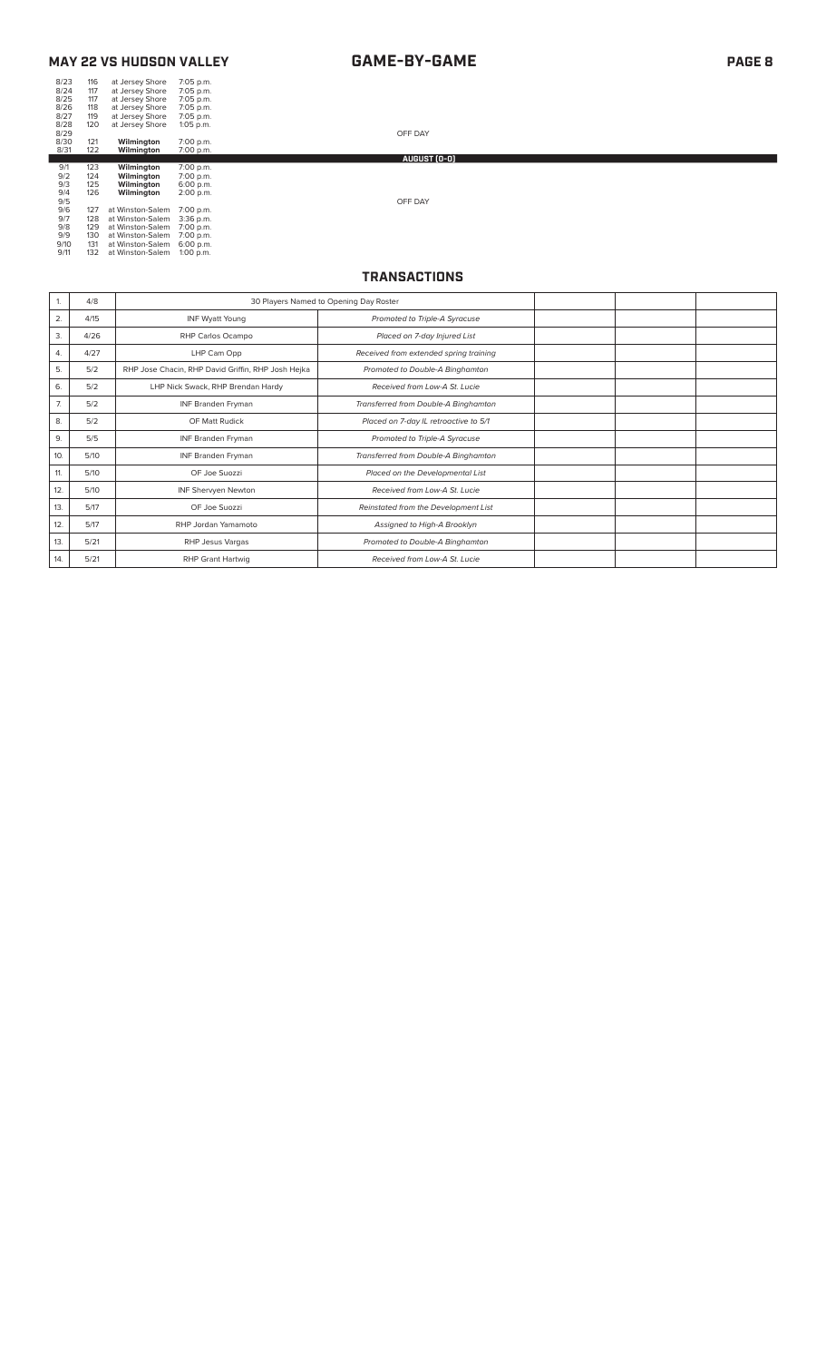## MAY 22 VS HUDSON VALLEY

## GAME-BY-GAME

| | | | | |
|---|---|---|---|---|
| 8/23 | 116 | at Jersey Shore | 7:05 p.m. | |
| 8/24 | 117 | at Jersey Shore | 7:05 p.m. | |
| 8/25 | 117 | at Jersey Shore | 7:05 p.m. | |
| 8/26 | 118 | at Jersey Shore | 7:05 p.m. | |
| 8/27 | 119 | at Jersey Shore | 7:05 p.m. | |
| 8/28 | 120 | at Jersey Shore | 1:05 p.m. | |
| 8/29 | | | | OFF DAY |
| 8/30 | 121 | **Wilmington** | 7:00 p.m. | |
| 8/31 | 122 | **Wilmington** | 7:00 p.m. | |
| | | | | **AUGUST (0-0)** |
| 9/1 | 123 | **Wilmington** | 7:00 p.m. | |
| 9/2 | 124 | **Wilmington** | 7:00 p.m. | |
| 9/3 | 125 | **Wilmington** | 6:00 p.m. | |
| 9/4 | 126 | **Wilmington** | 2:00 p.m. | |
| 9/5 | | | | OFF DAY |
| 9/6 | 127 | at Winston-Salem | 7:00 p.m. | |
| 9/7 | 128 | at Winston-Salem | 3:36 p.m. | |
| 9/8 | 129 | at Winston-Salem | 7:00 p.m. | |
| 9/9 | 130 | at Winston-Salem | 7:00 p.m. | |
| 9/10 | 131 | at Winston-Salem | 6:00 p.m. | |
| 9/11 | 132 | at Winston-Salem | 1:00 p.m. | |

## TRANSACTIONS

| | | | | | | |
|---|---|---|---|---|---|---|
| 1. | 4/8 | 30 Players Named to Opening Day Roster | | | | |
| 2. | 4/15 | INF Wyatt Young | *Promoted to Triple-A Syracuse* | | | |
| 3. | 4/26 | RHP Carlos Ocampo | *Placed on 7-day Injured List* | | | |
| 4. | 4/27 | LHP Cam Opp | *Received from extended spring training* | | | |
| 5. | 5/2 | RHP Jose Chacin, RHP David Griffin, RHP Josh Hejka | *Promoted to Double-A Binghamton* | | | |
| 6. | 5/2 | LHP Nick Swack, RHP Brendan Hardy | *Received from Low-A St. Lucie* | | | |
| 7. | 5/2 | INF Branden Fryman | *Transferred from Double-A Binghamton* | | | |
| 8. | 5/2 | OF Matt Rudick | *Placed on 7-day IL retroactive to 5/1* | | | |
| 9. | 5/5 | INF Branden Fryman | *Promoted to Triple-A Syracuse* | | | |
| 10. | 5/10 | INF Branden Fryman | *Transferred from Double-A Binghamton* | | | |
| 11. | 5/10 | OF Joe Suozzi | *Placed on the Developmental List* | | | |
| 12. | 5/10 | INF Shervyen Newton | *Received from Low-A St. Lucie* | | | |
| 13. | 5/17 | OF Joe Suozzi | *Reinstated from the Development List* | | | |
| 12. | 5/17 | RHP Jordan Yamamoto | *Assigned to High-A Brooklyn* | | | |
| 13. | 5/21 | RHP Jesus Vargas | *Promoted to Double-A Binghamton* | | | |
| 14. | 5/21 | RHP Grant Hartwig | *Received from Low-A St. Lucie* | | | |